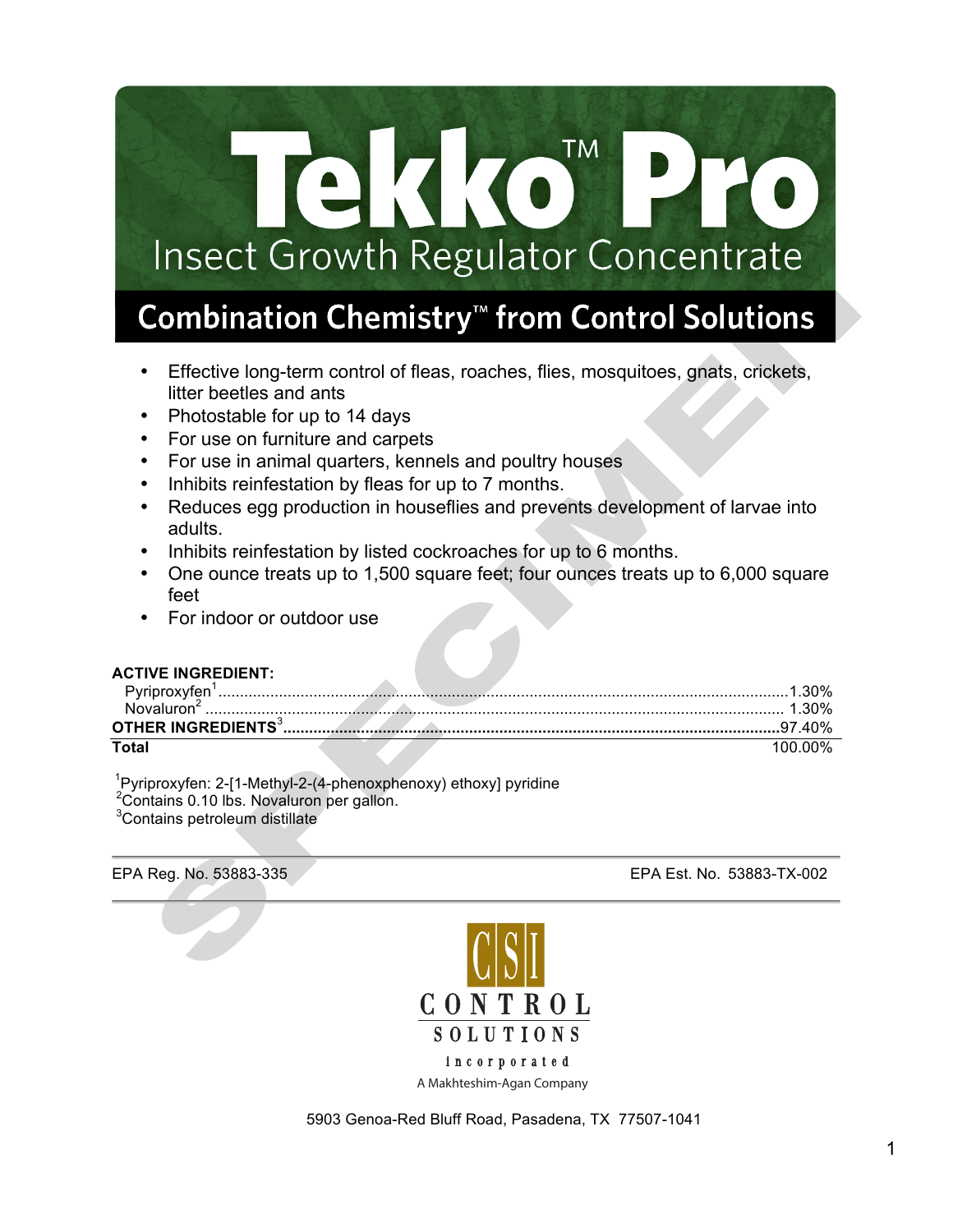# Tekko™ Pro

## Insect Growth Regulator Concentrate

## Combination Chemistry™ from Control Solutions

- Effective long-term control of fleas, roaches, flies, mosquitoes, gnats, crickets, litter beetles and ants
- Photostable for up to 14 days
- For use on furniture and carpets
- For use in animal quarters, kennels and poultry houses
- Inhibits reinfestation by fleas for up to 7 months.
- Reduces egg production in houseflies and prevents development of larvae into adults.
- Inhibits reinfestation by listed cockroaches for up to 6 months.
- One ounce treats up to 1,500 square feet; four ounces treats up to 6,000 square feet
- For indoor or outdoor use

**ACTIVE INGREDIENT:**

| | |
|---|---|
| Pyriproxyfen[1] | 1.30% |
| Novaluron[2] | 1.30% |
| **OTHER INGREDIENTS[3]** | 97.40% |
| **Total** | 100.00% |

[1]Pyriproxyfen: 2-[1-Methyl-2-(4-phenoxphenoxy) ethoxy] pyridine
[2]Contains 0.10 lbs. Novaluron per gallon.
[3]Contains petroleum distillate

EPA Reg. No. 53883-335

EPA Est. No. 53883-TX-002

CSI CONTROL SOLUTIONS incorporated

A Makhteshim-Agan Company

5903 Genoa-Red Bluff Road, Pasadena, TX 77507-1041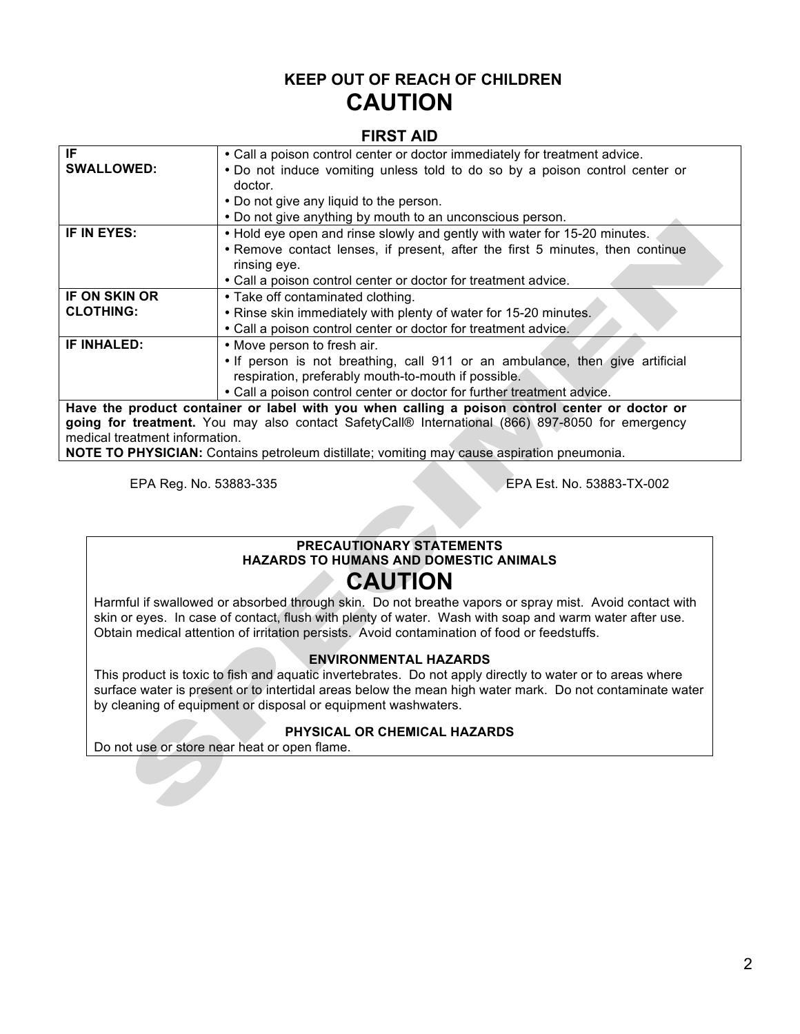**KEEP OUT OF REACH OF CHILDREN**

# CAUTION

## FIRST AID

| | |
|---|---|
| **IF SWALLOWED:** | • Call a poison control center or doctor immediately for treatment advice.<br>• Do not induce vomiting unless told to do so by a poison control center or doctor.<br>• Do not give any liquid to the person.<br>• Do not give anything by mouth to an unconscious person. |
| **IF IN EYES:** | • Hold eye open and rinse slowly and gently with water for 15-20 minutes.<br>• Remove contact lenses, if present, after the first 5 minutes, then continue rinsing eye.<br>• Call a poison control center or doctor for treatment advice. |
| **IF ON SKIN OR CLOTHING:** | • Take off contaminated clothing.<br>• Rinse skin immediately with plenty of water for 15-20 minutes.<br>• Call a poison control center or doctor for treatment advice. |
| **IF INHALED:** | • Move person to fresh air.<br>• If person is not breathing, call 911 or an ambulance, then give artificial respiration, preferably mouth-to-mouth if possible.<br>• Call a poison control center or doctor for further treatment advice. |

**Have the product container or label with you when calling a poison control center or doctor or going for treatment.** You may also contact SafetyCall® International (866) 897-8050 for emergency medical treatment information.
**NOTE TO PHYSICIAN:** Contains petroleum distillate; vomiting may cause aspiration pneumonia.

EPA Reg. No. 53883-335 EPA Est. No. 53883-TX-002

### PRECAUTIONARY STATEMENTS
### HAZARDS TO HUMANS AND DOMESTIC ANIMALS

# CAUTION

Harmful if swallowed or absorbed through skin. Do not breathe vapors or spray mist. Avoid contact with skin or eyes. In case of contact, flush with plenty of water. Wash with soap and warm water after use. Obtain medical attention of irritation persists. Avoid contamination of food or feedstuffs.

### ENVIRONMENTAL HAZARDS

This product is toxic to fish and aquatic invertebrates. Do not apply directly to water or to areas where surface water is present or to intertidal areas below the mean high water mark. Do not contaminate water by cleaning of equipment or disposal or equipment washwaters.

### PHYSICAL OR CHEMICAL HAZARDS

Do not use or store near heat or open flame.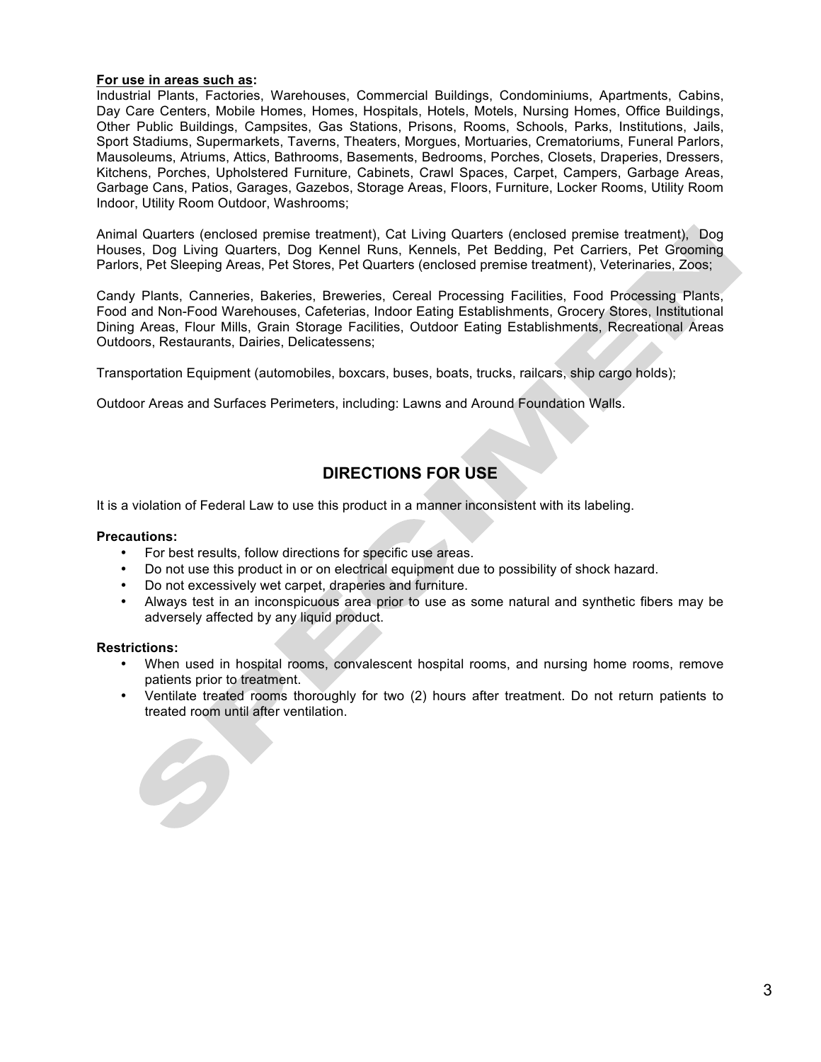**For use in areas such as:**

Industrial Plants, Factories, Warehouses, Commercial Buildings, Condominiums, Apartments, Cabins, Day Care Centers, Mobile Homes, Homes, Hospitals, Hotels, Motels, Nursing Homes, Office Buildings, Other Public Buildings, Campsites, Gas Stations, Prisons, Rooms, Schools, Parks, Institutions, Jails, Sport Stadiums, Supermarkets, Taverns, Theaters, Morgues, Mortuaries, Crematoriums, Funeral Parlors, Mausoleums, Atriums, Attics, Bathrooms, Basements, Bedrooms, Porches, Closets, Draperies, Dressers, Kitchens, Porches, Upholstered Furniture, Cabinets, Crawl Spaces, Carpet, Campers, Garbage Areas, Garbage Cans, Patios, Garages, Gazebos, Storage Areas, Floors, Furniture, Locker Rooms, Utility Room Indoor, Utility Room Outdoor, Washrooms;

Animal Quarters (enclosed premise treatment), Cat Living Quarters (enclosed premise treatment), Dog Houses, Dog Living Quarters, Dog Kennel Runs, Kennels, Pet Bedding, Pet Carriers, Pet Grooming Parlors, Pet Sleeping Areas, Pet Stores, Pet Quarters (enclosed premise treatment), Veterinaries, Zoos;

Candy Plants, Canneries, Bakeries, Breweries, Cereal Processing Facilities, Food Processing Plants, Food and Non-Food Warehouses, Cafeterias, Indoor Eating Establishments, Grocery Stores, Institutional Dining Areas, Flour Mills, Grain Storage Facilities, Outdoor Eating Establishments, Recreational Areas Outdoors, Restaurants, Dairies, Delicatessens;

Transportation Equipment (automobiles, boxcars, buses, boats, trucks, railcars, ship cargo holds);

Outdoor Areas and Surfaces Perimeters, including: Lawns and Around Foundation Walls.

## DIRECTIONS FOR USE

It is a violation of Federal Law to use this product in a manner inconsistent with its labeling.

**Precautions:**

- For best results, follow directions for specific use areas.
- Do not use this product in or on electrical equipment due to possibility of shock hazard.
- Do not excessively wet carpet, draperies and furniture.
- Always test in an inconspicuous area prior to use as some natural and synthetic fibers may be adversely affected by any liquid product.

**Restrictions:**

- When used in hospital rooms, convalescent hospital rooms, and nursing home rooms, remove patients prior to treatment.
- Ventilate treated rooms thoroughly for two (2) hours after treatment. Do not return patients to treated room until after ventilation.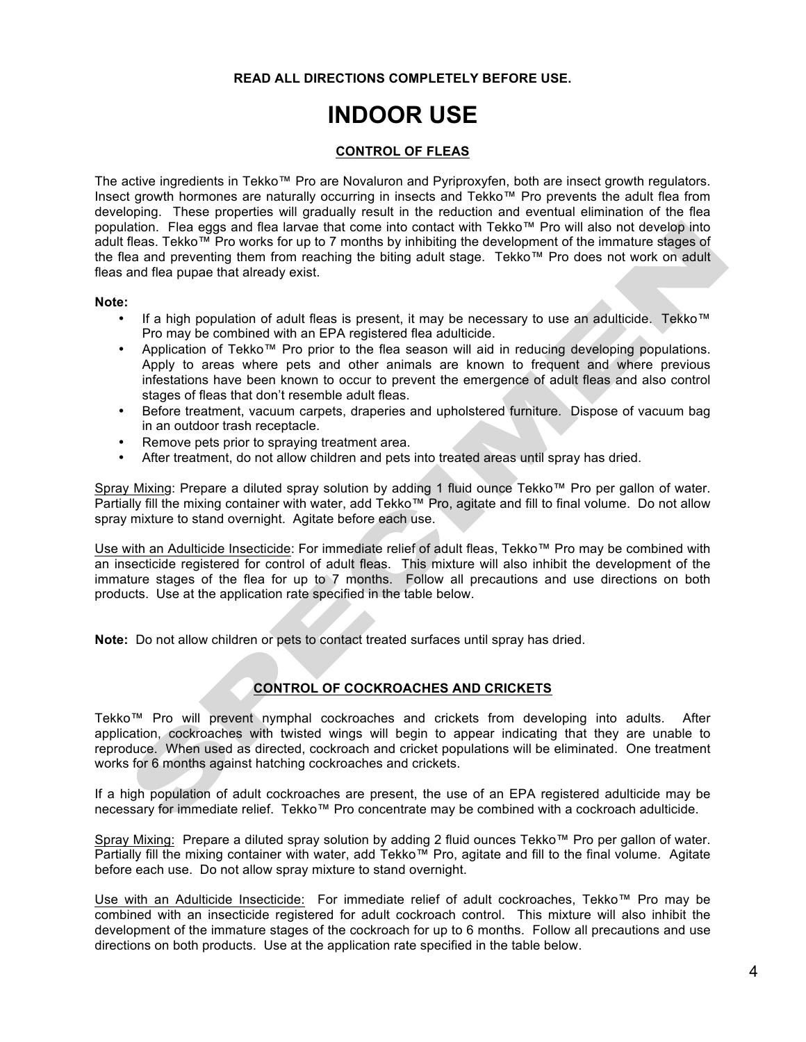**READ ALL DIRECTIONS COMPLETELY BEFORE USE.**

# INDOOR USE

## CONTROL OF FLEAS

The active ingredients in Tekko™ Pro are Novaluron and Pyriproxyfen, both are insect growth regulators. Insect growth hormones are naturally occurring in insects and Tekko™ Pro prevents the adult flea from developing. These properties will gradually result in the reduction and eventual elimination of the flea population. Flea eggs and flea larvae that come into contact with Tekko™ Pro will also not develop into adult fleas. Tekko™ Pro works for up to 7 months by inhibiting the development of the immature stages of the flea and preventing them from reaching the biting adult stage. Tekko™ Pro does not work on adult fleas and flea pupae that already exist.

**Note:**

- If a high population of adult fleas is present, it may be necessary to use an adulticide. Tekko™ Pro may be combined with an EPA registered flea adulticide.
- Application of Tekko™ Pro prior to the flea season will aid in reducing developing populations. Apply to areas where pets and other animals are known to frequent and where previous infestations have been known to occur to prevent the emergence of adult fleas and also control stages of fleas that don't resemble adult fleas.
- Before treatment, vacuum carpets, draperies and upholstered furniture. Dispose of vacuum bag in an outdoor trash receptacle.
- Remove pets prior to spraying treatment area.
- After treatment, do not allow children and pets into treated areas until spray has dried.

Spray Mixing: Prepare a diluted spray solution by adding 1 fluid ounce Tekko™ Pro per gallon of water. Partially fill the mixing container with water, add Tekko™ Pro, agitate and fill to final volume. Do not allow spray mixture to stand overnight. Agitate before each use.

Use with an Adulticide Insecticide: For immediate relief of adult fleas, Tekko™ Pro may be combined with an insecticide registered for control of adult fleas. This mixture will also inhibit the development of the immature stages of the flea for up to 7 months. Follow all precautions and use directions on both products. Use at the application rate specified in the table below.

**Note:** Do not allow children or pets to contact treated surfaces until spray has dried.

## CONTROL OF COCKROACHES AND CRICKETS

Tekko™ Pro will prevent nymphal cockroaches and crickets from developing into adults. After application, cockroaches with twisted wings will begin to appear indicating that they are unable to reproduce. When used as directed, cockroach and cricket populations will be eliminated. One treatment works for 6 months against hatching cockroaches and crickets.

If a high population of adult cockroaches are present, the use of an EPA registered adulticide may be necessary for immediate relief. Tekko™ Pro concentrate may be combined with a cockroach adulticide.

Spray Mixing: Prepare a diluted spray solution by adding 2 fluid ounces Tekko™ Pro per gallon of water. Partially fill the mixing container with water, add Tekko™ Pro, agitate and fill to the final volume. Agitate before each use. Do not allow spray mixture to stand overnight.

Use with an Adulticide Insecticide: For immediate relief of adult cockroaches, Tekko™ Pro may be combined with an insecticide registered for adult cockroach control. This mixture will also inhibit the development of the immature stages of the cockroach for up to 6 months. Follow all precautions and use directions on both products. Use at the application rate specified in the table below.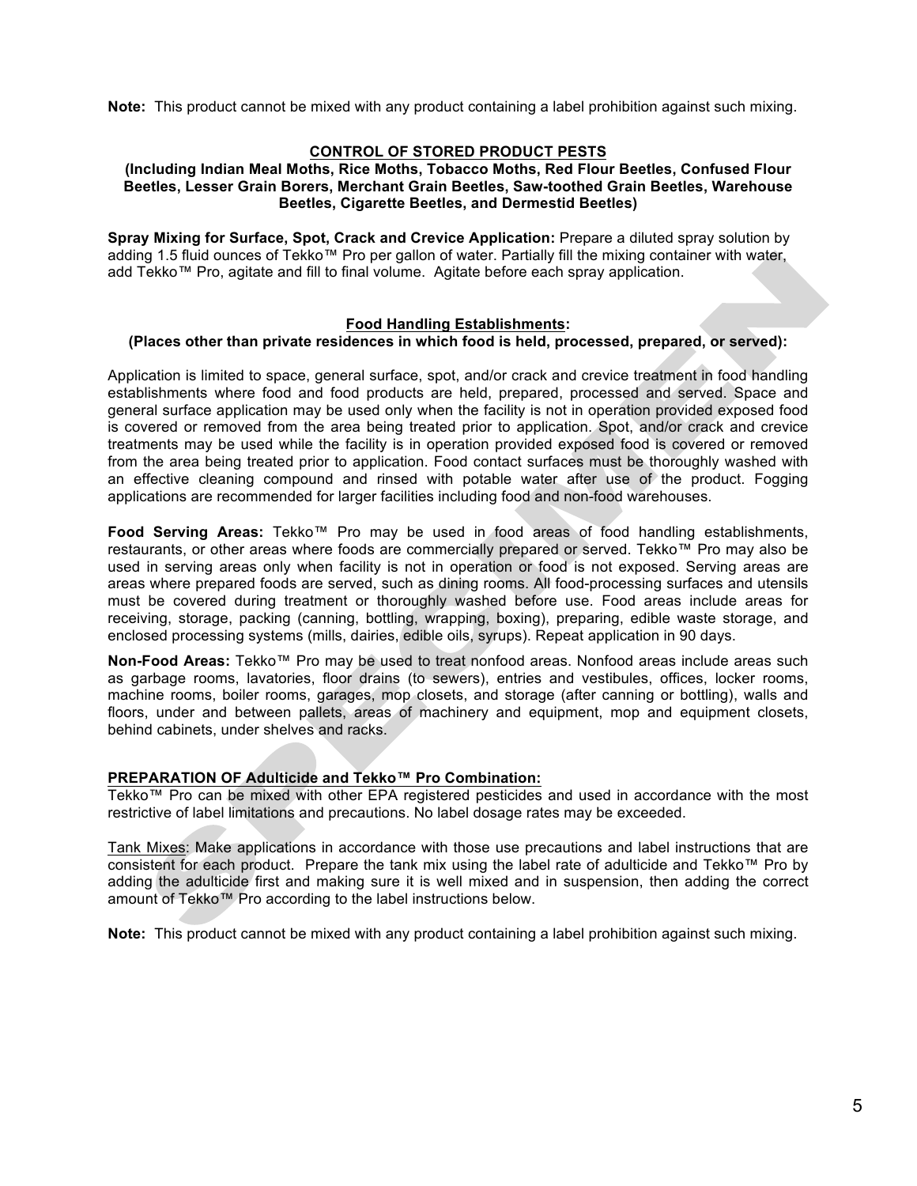**Note:** This product cannot be mixed with any product containing a label prohibition against such mixing.

## CONTROL OF STORED PRODUCT PESTS

**(Including Indian Meal Moths, Rice Moths, Tobacco Moths, Red Flour Beetles, Confused Flour Beetles, Lesser Grain Borers, Merchant Grain Beetles, Saw-toothed Grain Beetles, Warehouse Beetles, Cigarette Beetles, and Dermestid Beetles)**

**Spray Mixing for Surface, Spot, Crack and Crevice Application:** Prepare a diluted spray solution by adding 1.5 fluid ounces of Tekko™ Pro per gallon of water. Partially fill the mixing container with water, add Tekko™ Pro, agitate and fill to final volume. Agitate before each spray application.

### Food Handling Establishments:

**(Places other than private residences in which food is held, processed, prepared, or served):**

Application is limited to space, general surface, spot, and/or crack and crevice treatment in food handling establishments where food and food products are held, prepared, processed and served. Space and general surface application may be used only when the facility is not in operation provided exposed food is covered or removed from the area being treated prior to application. Spot, and/or crack and crevice treatments may be used while the facility is in operation provided exposed food is covered or removed from the area being treated prior to application. Food contact surfaces must be thoroughly washed with an effective cleaning compound and rinsed with potable water after use of the product. Fogging applications are recommended for larger facilities including food and non-food warehouses.

**Food Serving Areas:** Tekko™ Pro may be used in food areas of food handling establishments, restaurants, or other areas where foods are commercially prepared or served. Tekko™ Pro may also be used in serving areas only when facility is not in operation or food is not exposed. Serving areas are areas where prepared foods are served, such as dining rooms. All food-processing surfaces and utensils must be covered during treatment or thoroughly washed before use. Food areas include areas for receiving, storage, packing (canning, bottling, wrapping, boxing), preparing, edible waste storage, and enclosed processing systems (mills, dairies, edible oils, syrups). Repeat application in 90 days.

**Non-Food Areas:** Tekko™ Pro may be used to treat nonfood areas. Nonfood areas include areas such as garbage rooms, lavatories, floor drains (to sewers), entries and vestibules, offices, locker rooms, machine rooms, boiler rooms, garages, mop closets, and storage (after canning or bottling), walls and floors, under and between pallets, areas of machinery and equipment, mop and equipment closets, behind cabinets, under shelves and racks.

### PREPARATION OF Adulticide and Tekko™ Pro Combination:

Tekko™ Pro can be mixed with other EPA registered pesticides and used in accordance with the most restrictive of label limitations and precautions. No label dosage rates may be exceeded.

Tank Mixes: Make applications in accordance with those use precautions and label instructions that are consistent for each product. Prepare the tank mix using the label rate of adulticide and Tekko™ Pro by adding the adulticide first and making sure it is well mixed and in suspension, then adding the correct amount of Tekko™ Pro according to the label instructions below.

**Note:** This product cannot be mixed with any product containing a label prohibition against such mixing.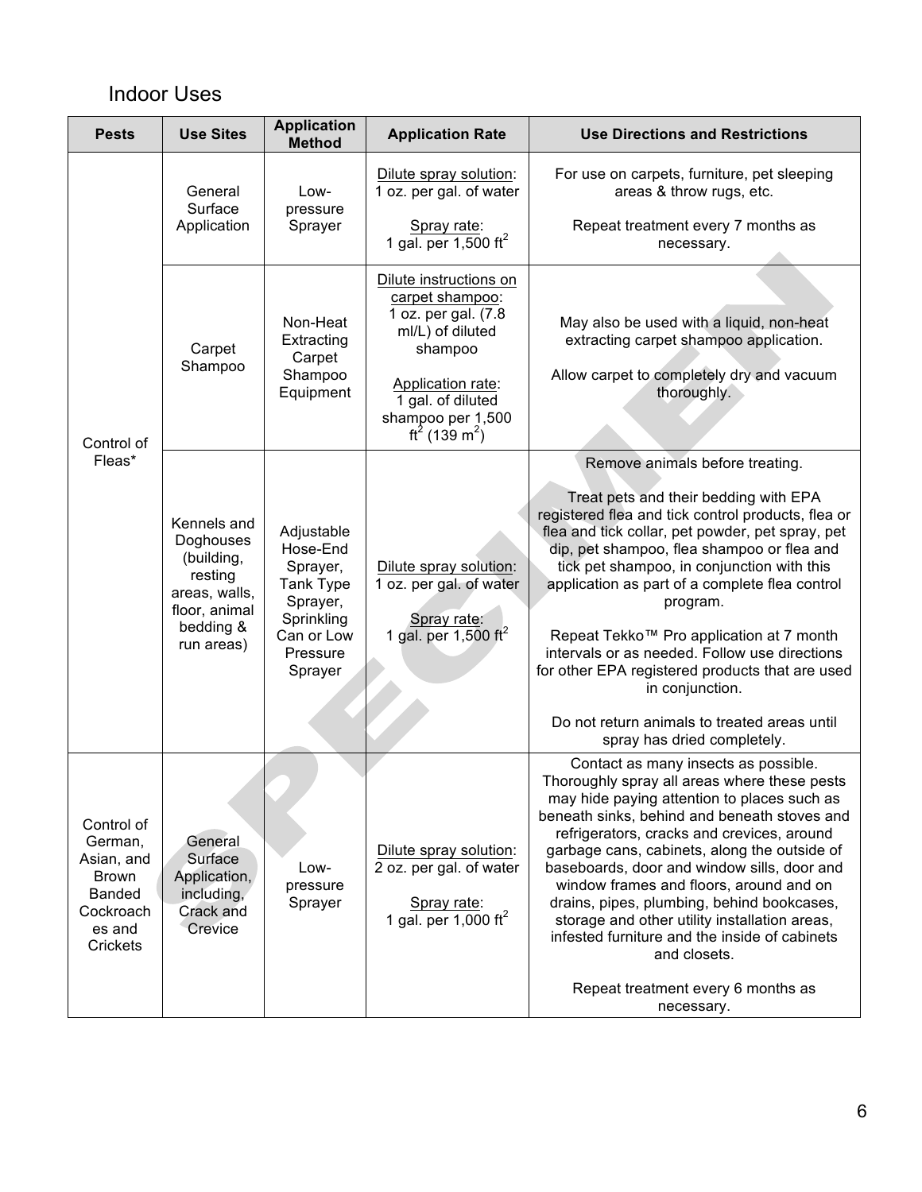## Indoor Uses

| Pests | Use Sites | Application Method | Application Rate | Use Directions and Restrictions |
|---|---|---|---|---|
| Control of Fleas* | General Surface Application | Low-pressure Sprayer | Dilute spray solution: 1 oz. per gal. of water<br><br>Spray rate: 1 gal. per 1,500 $ft^2$ | For use on carpets, furniture, pet sleeping areas & throw rugs, etc.<br><br>Repeat treatment every 7 months as necessary. |
| | Carpet Shampoo | Non-Heat Extracting Carpet Shampoo Equipment | Dilute instructions on carpet shampoo: 1 oz. per gal. (7.8 ml/L) of diluted shampoo<br><br>Application rate: 1 gal. of diluted shampoo per 1,500 $ft^2$ (139 $m^2$) | May also be used with a liquid, non-heat extracting carpet shampoo application.<br><br>Allow carpet to completely dry and vacuum thoroughly. |
| | Kennels and Doghouses (building, resting areas, walls, floor, animal bedding & run areas) | Adjustable Hose-End Sprayer, Tank Type Sprayer, Sprinkling Can or Low Pressure Sprayer | Dilute spray solution: 1 oz. per gal. of water<br><br>Spray rate: 1 gal. per 1,500 $ft^2$ | Remove animals before treating.<br><br>Treat pets and their bedding with EPA registered flea and tick control products, flea or flea and tick collar, pet powder, pet spray, pet dip, pet shampoo, flea shampoo or flea and tick pet shampoo, in conjunction with this application as part of a complete flea control program.<br><br>Repeat Tekko™ Pro application at 7 month intervals or as needed. Follow use directions for other EPA registered products that are used in conjunction.<br><br>Do not return animals to treated areas until spray has dried completely. |
| Control of German, Asian, and Brown Banded Cockroaches and Crickets | General Surface Application, including, Crack and Crevice | Low-pressure Sprayer | Dilute spray solution: 2 oz. per gal. of water<br><br>Spray rate: 1 gal. per 1,000 $ft^2$ | Contact as many insects as possible. Thoroughly spray all areas where these pests may hide paying attention to places such as beneath sinks, behind and beneath stoves and refrigerators, cracks and crevices, around garbage cans, cabinets, along the outside of baseboards, door and window sills, door and window frames and floors, around and on drains, pipes, plumbing, behind bookcases, storage and other utility installation areas, infested furniture and the inside of cabinets and closets.<br><br>Repeat treatment every 6 months as necessary. |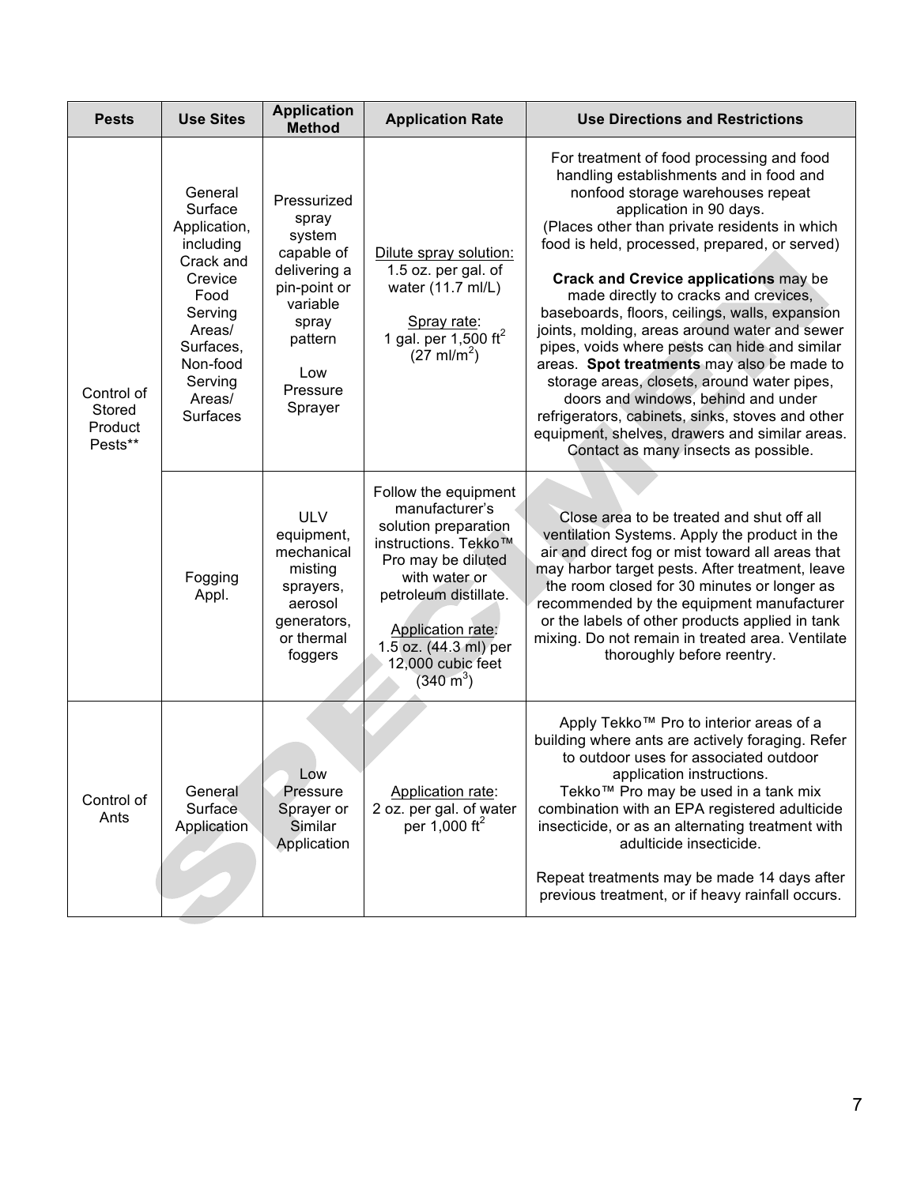| Pests | Use Sites | Application Method | Application Rate | Use Directions and Restrictions |
|---|---|---|---|---|
| Control of Stored Product Pests** | General Surface Application, including Crack and Crevice Food Serving Areas/ Surfaces, Non-food Serving Areas/ Surfaces | Pressurized spray system capable of delivering a pin-point or variable spray pattern<br><br>Low Pressure Sprayer | Dilute spray solution:<br>1.5 oz. per gal. of water (11.7 ml/L)<br><br>Spray rate:<br>1 gal. per 1,500 $ft^2$ (27 $ml/m^2$) | For treatment of food processing and food handling establishments and in food and nonfood storage warehouses repeat application in 90 days.<br>(Places other than private residents in which food is held, processed, prepared, or served)<br><br>**Crack and Crevice applications** may be made directly to cracks and crevices, baseboards, floors, ceilings, walls, expansion joints, molding, areas around water and sewer pipes, voids where pests can hide and similar areas. **Spot treatments** may also be made to storage areas, closets, around water pipes, doors and windows, behind and under refrigerators, cabinets, sinks, stoves and other equipment, shelves, drawers and similar areas. Contact as many insects as possible. |
| | Fogging Appl. | ULV equipment, mechanical misting sprayers, aerosol generators, or thermal foggers | Follow the equipment manufacturer's solution preparation instructions. Tekko™ Pro may be diluted with water or petroleum distillate.<br><br>Application rate:<br>1.5 oz. (44.3 ml) per 12,000 cubic feet (340 $m^3$) | Close area to be treated and shut off all ventilation Systems. Apply the product in the air and direct fog or mist toward all areas that may harbor target pests. After treatment, leave the room closed for 30 minutes or longer as recommended by the equipment manufacturer or the labels of other products applied in tank mixing. Do not remain in treated area. Ventilate thoroughly before reentry. |
| Control of Ants | General Surface Application | Low Pressure Sprayer or Similar Application | Application rate:<br>2 oz. per gal. of water per 1,000 $ft^2$ | Apply Tekko™ Pro to interior areas of a building where ants are actively foraging. Refer to outdoor uses for associated outdoor application instructions.<br>Tekko™ Pro may be used in a tank mix combination with an EPA registered adulticide insecticide, or as an alternating treatment with adulticide insecticide.<br><br>Repeat treatments may be made 14 days after previous treatment, or if heavy rainfall occurs. |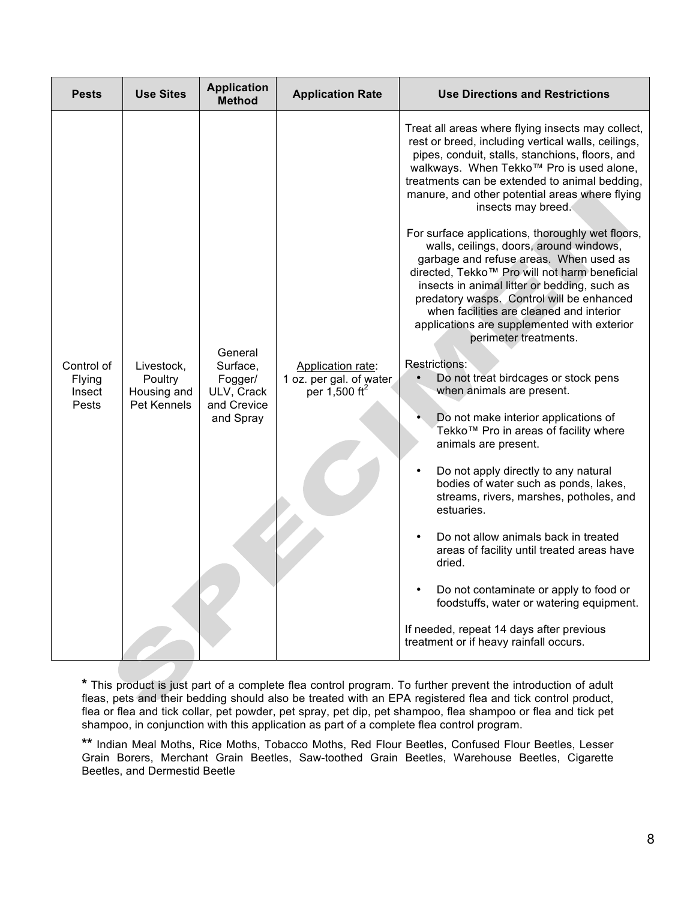| Pests | Use Sites | Application Method | Application Rate | Use Directions and Restrictions |
|---|---|---|---|---|
| Control of Flying Insect Pests | Livestock, Poultry Housing and Pet Kennels | General Surface, Fogger/ ULV, Crack and Crevice and Spray | Application rate: 1 oz. per gal. of water per 1,500 ft$^2$ | Treat all areas where flying insects may collect, rest or breed, including vertical walls, ceilings, pipes, conduit, stalls, stanchions, floors, and walkways. When Tekko™ Pro is used alone, treatments can be extended to animal bedding, manure, and other potential areas where flying insects may breed.<br><br>For surface applications, thoroughly wet floors, walls, ceilings, doors, around windows, garbage and refuse areas. When used as directed, Tekko™ Pro will not harm beneficial insects in animal litter or bedding, such as predatory wasps. Control will be enhanced when facilities are cleaned and interior applications are supplemented with exterior perimeter treatments.<br><br>Restrictions:<br>• Do not treat birdcages or stock pens when animals are present.<br>• Do not make interior applications of Tekko™ Pro in areas of facility where animals are present.<br>• Do not apply directly to any natural bodies of water such as ponds, lakes, streams, rivers, marshes, potholes, and estuaries.<br>• Do not allow animals back in treated areas of facility until treated areas have dried.<br>• Do not contaminate or apply to food or foodstuffs, water or watering equipment.<br><br>If needed, repeat 14 days after previous treatment or if heavy rainfall occurs. |

**\*** This product is just part of a complete flea control program. To further prevent the introduction of adult fleas, pets and their bedding should also be treated with an EPA registered flea and tick control product, flea or flea and tick collar, pet powder, pet spray, pet dip, pet shampoo, flea shampoo or flea and tick pet shampoo, in conjunction with this application as part of a complete flea control program.

**\*\*** Indian Meal Moths, Rice Moths, Tobacco Moths, Red Flour Beetles, Confused Flour Beetles, Lesser Grain Borers, Merchant Grain Beetles, Saw-toothed Grain Beetles, Warehouse Beetles, Cigarette Beetles, and Dermestid Beetle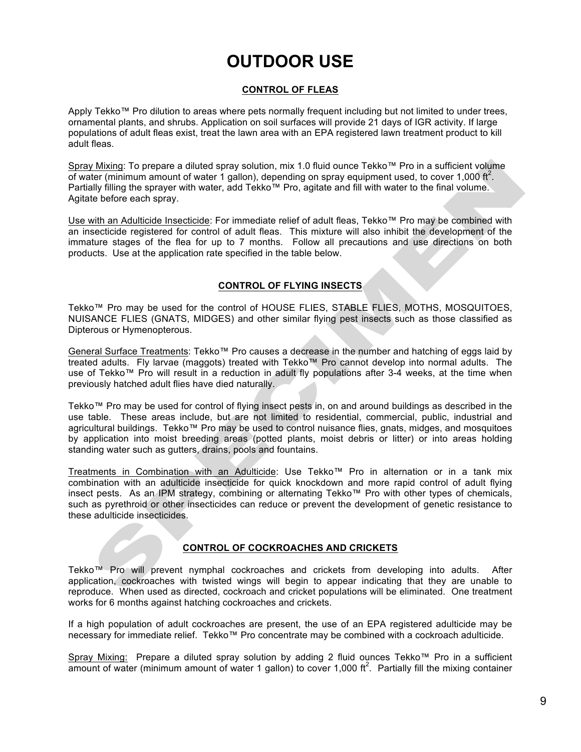# OUTDOOR USE

## CONTROL OF FLEAS

Apply Tekko™ Pro dilution to areas where pets normally frequent including but not limited to under trees, ornamental plants, and shrubs. Application on soil surfaces will provide 21 days of IGR activity. If large populations of adult fleas exist, treat the lawn area with an EPA registered lawn treatment product to kill adult fleas.

Spray Mixing: To prepare a diluted spray solution, mix 1.0 fluid ounce Tekko™ Pro in a sufficient volume of water (minimum amount of water 1 gallon), depending on spray equipment used, to cover 1,000 $ft^2$. Partially filling the sprayer with water, add Tekko™ Pro, agitate and fill with water to the final volume. Agitate before each spray.

Use with an Adulticide Insecticide: For immediate relief of adult fleas, Tekko™ Pro may be combined with an insecticide registered for control of adult fleas. This mixture will also inhibit the development of the immature stages of the flea for up to 7 months. Follow all precautions and use directions on both products. Use at the application rate specified in the table below.

## CONTROL OF FLYING INSECTS

Tekko™ Pro may be used for the control of HOUSE FLIES, STABLE FLIES, MOTHS, MOSQUITOES, NUISANCE FLIES (GNATS, MIDGES) and other similar flying pest insects such as those classified as Dipterous or Hymenopterous.

General Surface Treatments: Tekko™ Pro causes a decrease in the number and hatching of eggs laid by treated adults. Fly larvae (maggots) treated with Tekko™ Pro cannot develop into normal adults. The use of Tekko™ Pro will result in a reduction in adult fly populations after 3-4 weeks, at the time when previously hatched adult flies have died naturally.

Tekko™ Pro may be used for control of flying insect pests in, on and around buildings as described in the use table. These areas include, but are not limited to residential, commercial, public, industrial and agricultural buildings. Tekko™ Pro may be used to control nuisance flies, gnats, midges, and mosquitoes by application into moist breeding areas (potted plants, moist debris or litter) or into areas holding standing water such as gutters, drains, pools and fountains.

Treatments in Combination with an Adulticide: Use Tekko™ Pro in alternation or in a tank mix combination with an adulticide insecticide for quick knockdown and more rapid control of adult flying insect pests. As an IPM strategy, combining or alternating Tekko™ Pro with other types of chemicals, such as pyrethroid or other insecticides can reduce or prevent the development of genetic resistance to these adulticide insecticides.

## CONTROL OF COCKROACHES AND CRICKETS

Tekko™ Pro will prevent nymphal cockroaches and crickets from developing into adults. After application, cockroaches with twisted wings will begin to appear indicating that they are unable to reproduce. When used as directed, cockroach and cricket populations will be eliminated. One treatment works for 6 months against hatching cockroaches and crickets.

If a high population of adult cockroaches are present, the use of an EPA registered adulticide may be necessary for immediate relief. Tekko™ Pro concentrate may be combined with a cockroach adulticide.

Spray Mixing: Prepare a diluted spray solution by adding 2 fluid ounces Tekko™ Pro in a sufficient amount of water (minimum amount of water 1 gallon) to cover 1,000 $ft^2$. Partially fill the mixing container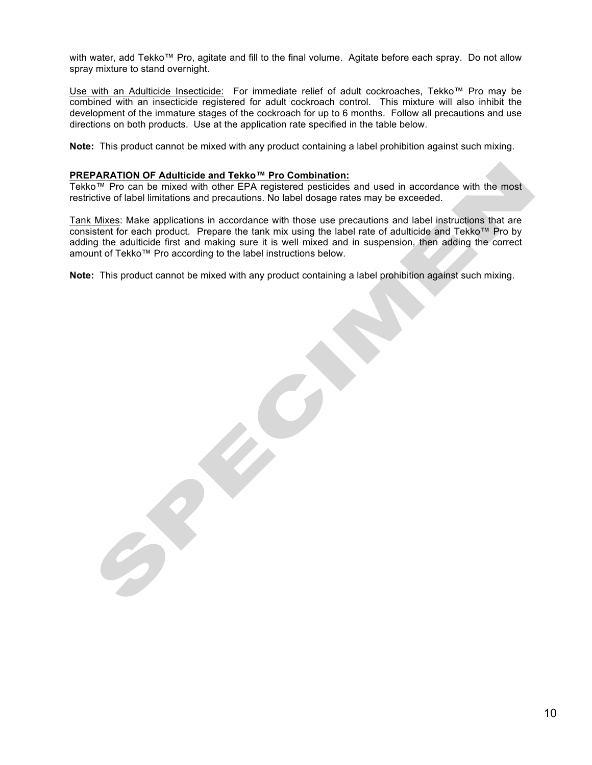with water, add Tekko™ Pro, agitate and fill to the final volume. Agitate before each spray. Do not allow spray mixture to stand overnight.

Use with an Adulticide Insecticide: For immediate relief of adult cockroaches, Tekko™ Pro may be combined with an insecticide registered for adult cockroach control. This mixture will also inhibit the development of the immature stages of the cockroach for up to 6 months. Follow all precautions and use directions on both products. Use at the application rate specified in the table below.

**Note:** This product cannot be mixed with any product containing a label prohibition against such mixing.

**PREPARATION OF Adulticide and Tekko™ Pro Combination:**
Tekko™ Pro can be mixed with other EPA registered pesticides and used in accordance with the most restrictive of label limitations and precautions. No label dosage rates may be exceeded.

Tank Mixes: Make applications in accordance with those use precautions and label instructions that are consistent for each product. Prepare the tank mix using the label rate of adulticide and Tekko™ Pro by adding the adulticide first and making sure it is well mixed and in suspension, then adding the correct amount of Tekko™ Pro according to the label instructions below.

**Note:** This product cannot be mixed with any product containing a label prohibition against such mixing.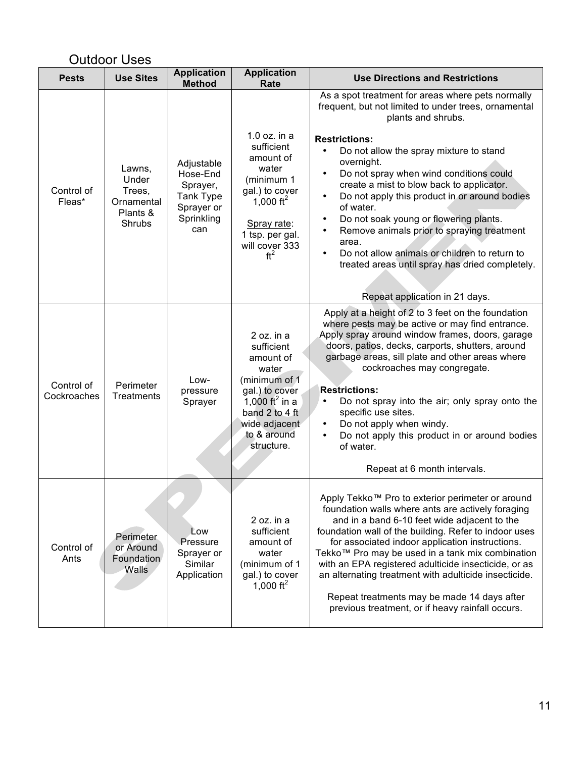## Outdoor Uses

| Pests | Use Sites | Application Method | Application Rate | Use Directions and Restrictions |
|---|---|---|---|---|
| Control of Fleas* | Lawns, Under Trees, Ornamental Plants & Shrubs | Adjustable Hose-End Sprayer, Tank Type Sprayer or Sprinkling can | 1.0 oz. in a sufficient amount of water (minimum 1 gal.) to cover 1,000 $ft^2$<br><br>Spray rate:<br>1 tsp. per gal. will cover 333 $ft^2$ | As a spot treatment for areas where pets normally frequent, but not limited to under trees, ornamental plants and shrubs.<br><br>**Restrictions:**<br>• Do not allow the spray mixture to stand overnight.<br>• Do not spray when wind conditions could create a mist to blow back to applicator.<br>• Do not apply this product in or around bodies of water.<br>• Do not soak young or flowering plants.<br>• Remove animals prior to spraying treatment area.<br>• Do not allow animals or children to return to treated areas until spray has dried completely.<br><br>Repeat application in 21 days. |
| Control of Cockroaches | Perimeter Treatments | Low-pressure Sprayer | 2 oz. in a sufficient amount of water (minimum of 1 gal.) to cover 1,000 $ft^2$ in a band 2 to 4 ft wide adjacent to & around structure. | Apply at a height of 2 to 3 feet on the foundation where pests may be active or may find entrance. Apply spray around window frames, doors, garage doors, patios, decks, carports, shutters, around garbage areas, sill plate and other areas where cockroaches may congregate.<br><br>**Restrictions:**<br>• Do not spray into the air; only spray onto the specific use sites.<br>• Do not apply when windy.<br>• Do not apply this product in or around bodies of water.<br><br>Repeat at 6 month intervals. |
| Control of Ants | Perimeter or Around Foundation Walls | Low Pressure Sprayer or Similar Application | 2 oz. in a sufficient amount of water (minimum of 1 gal.) to cover 1,000 $ft^2$ | Apply Tekko™ Pro to exterior perimeter or around foundation walls where ants are actively foraging and in a band 6-10 feet wide adjacent to the foundation wall of the building. Refer to indoor uses for associated indoor application instructions. Tekko™ Pro may be used in a tank mix combination with an EPA registered adulticide insecticide, or as an alternating treatment with adulticide insecticide.<br><br>Repeat treatments may be made 14 days after previous treatment, or if heavy rainfall occurs. |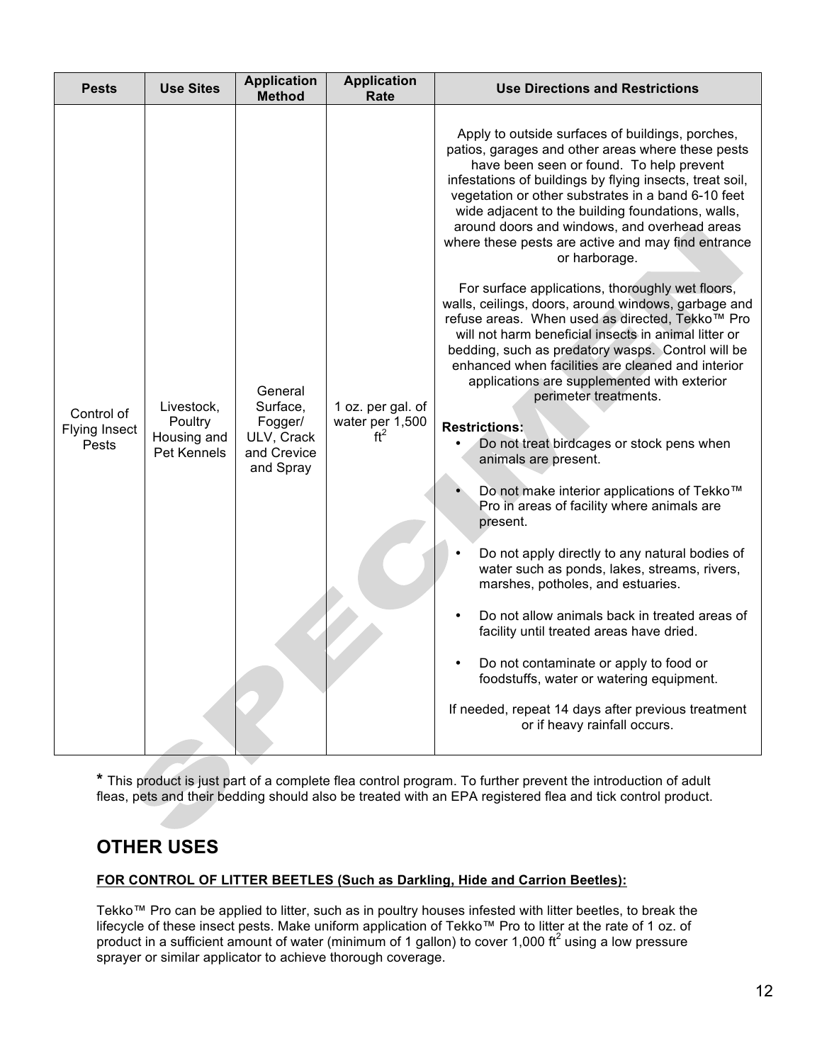| Pests | Use Sites | Application Method | Application Rate | Use Directions and Restrictions |
|---|---|---|---|---|
| Control of Flying Insect Pests | Livestock, Poultry Housing and Pet Kennels | General Surface, Fogger/ ULV, Crack and Crevice and Spray | 1 oz. per gal. of water per 1,500 ft$^2$ | Apply to outside surfaces of buildings, porches, patios, garages and other areas where these pests have been seen or found. To help prevent infestations of buildings by flying insects, treat soil, vegetation or other substrates in a band 6-10 feet wide adjacent to the building foundations, walls, around doors and windows, and overhead areas where these pests are active and may find entrance or harborage.<br><br>For surface applications, thoroughly wet floors, walls, ceilings, doors, around windows, garbage and refuse areas. When used as directed, Tekko™ Pro will not harm beneficial insects in animal litter or bedding, such as predatory wasps. Control will be enhanced when facilities are cleaned and interior applications are supplemented with exterior perimeter treatments.<br><br>**Restrictions:**<br>• Do not treat birdcages or stock pens when animals are present.<br>• Do not make interior applications of Tekko™ Pro in areas of facility where animals are present.<br>• Do not apply directly to any natural bodies of water such as ponds, lakes, streams, rivers, marshes, potholes, and estuaries.<br>• Do not allow animals back in treated areas of facility until treated areas have dried.<br>• Do not contaminate or apply to food or foodstuffs, water or watering equipment.<br><br>If needed, repeat 14 days after previous treatment or if heavy rainfall occurs. |

**\*** This product is just part of a complete flea control program. To further prevent the introduction of adult fleas, pets and their bedding should also be treated with an EPA registered flea and tick control product.

## OTHER USES

**FOR CONTROL OF LITTER BEETLES (Such as Darkling, Hide and Carrion Beetles):**

Tekko™ Pro can be applied to litter, such as in poultry houses infested with litter beetles, to break the lifecycle of these insect pests. Make uniform application of Tekko™ Pro to litter at the rate of 1 oz. of product in a sufficient amount of water (minimum of 1 gallon) to cover 1,000 ft$^2$ using a low pressure sprayer or similar applicator to achieve thorough coverage.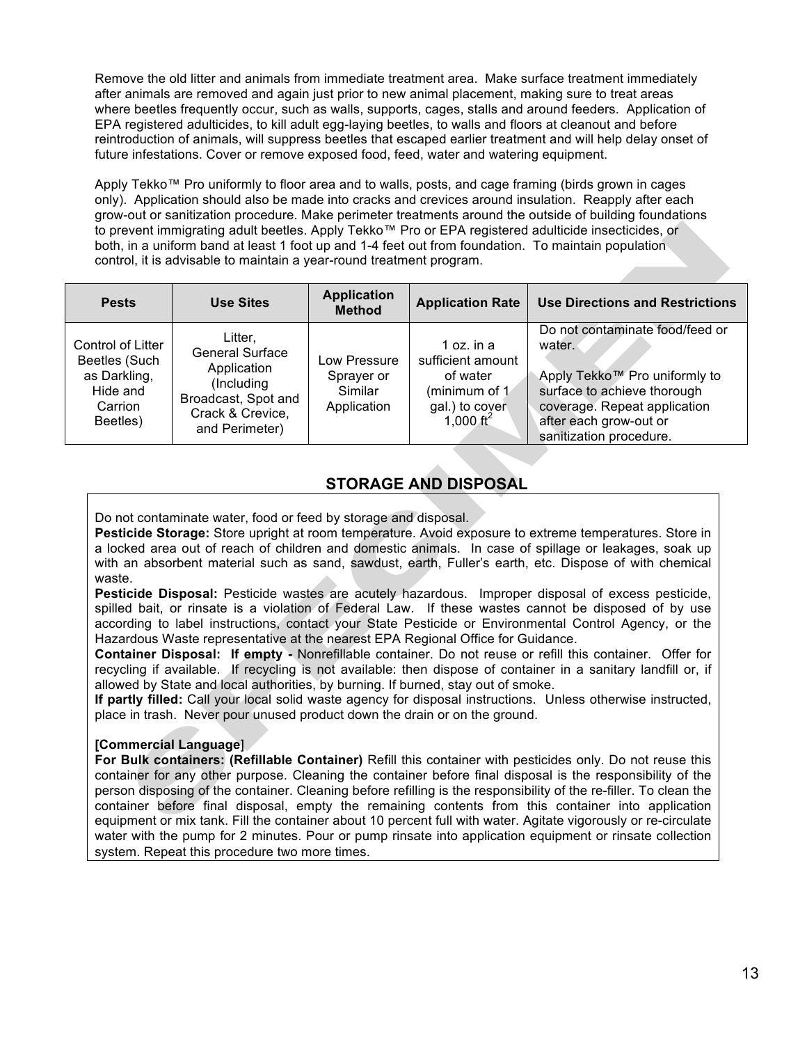Remove the old litter and animals from immediate treatment area. Make surface treatment immediately after animals are removed and again just prior to new animal placement, making sure to treat areas where beetles frequently occur, such as walls, supports, cages, stalls and around feeders. Application of EPA registered adulticides, to kill adult egg-laying beetles, to walls and floors at cleanout and before reintroduction of animals, will suppress beetles that escaped earlier treatment and will help delay onset of future infestations. Cover or remove exposed food, feed, water and watering equipment.

Apply Tekko™ Pro uniformly to floor area and to walls, posts, and cage framing (birds grown in cages only). Application should also be made into cracks and crevices around insulation. Reapply after each grow-out or sanitization procedure. Make perimeter treatments around the outside of building foundations to prevent immigrating adult beetles. Apply Tekko™ Pro or EPA registered adulticide insecticides, or both, in a uniform band at least 1 foot up and 1-4 feet out from foundation. To maintain population control, it is advisable to maintain a year-round treatment program.

| Pests | Use Sites | Application Method | Application Rate | Use Directions and Restrictions |
|---|---|---|---|---|
| Control of Litter Beetles (Such as Darkling, Hide and Carrion Beetles) | Litter, General Surface Application (Including Broadcast, Spot and Crack & Crevice, and Perimeter) | Low Pressure Sprayer or Similar Application | 1 oz. in a sufficient amount of water (minimum of 1 gal.) to cover 1,000 $ft^2$ | Do not contaminate food/feed or water.<br><br>Apply Tekko™ Pro uniformly to surface to achieve thorough coverage. Repeat application after each grow-out or sanitization procedure. |

## STORAGE AND DISPOSAL

Do not contaminate water, food or feed by storage and disposal.

**Pesticide Storage:** Store upright at room temperature. Avoid exposure to extreme temperatures. Store in a locked area out of reach of children and domestic animals. In case of spillage or leakages, soak up with an absorbent material such as sand, sawdust, earth, Fuller's earth, etc. Dispose of with chemical waste.

**Pesticide Disposal:** Pesticide wastes are acutely hazardous. Improper disposal of excess pesticide, spilled bait, or rinsate is a violation of Federal Law. If these wastes cannot be disposed of by use according to label instructions, contact your State Pesticide or Environmental Control Agency, or the Hazardous Waste representative at the nearest EPA Regional Office for Guidance.

**Container Disposal: If empty -** Nonrefillable container. Do not reuse or refill this container. Offer for recycling if available. If recycling is not available: then dispose of container in a sanitary landfill or, if allowed by State and local authorities, by burning. If burned, stay out of smoke.

**If partly filled:** Call your local solid waste agency for disposal instructions. Unless otherwise instructed, place in trash. Never pour unused product down the drain or on the ground.

**[Commercial Language]**

**For Bulk containers: (Refillable Container)** Refill this container with pesticides only. Do not reuse this container for any other purpose. Cleaning the container before final disposal is the responsibility of the person disposing of the container. Cleaning before refilling is the responsibility of the re-filler. To clean the container before final disposal, empty the remaining contents from this container into application equipment or mix tank. Fill the container about 10 percent full with water. Agitate vigorously or re-circulate water with the pump for 2 minutes. Pour or pump rinsate into application equipment or rinsate collection system. Repeat this procedure two more times.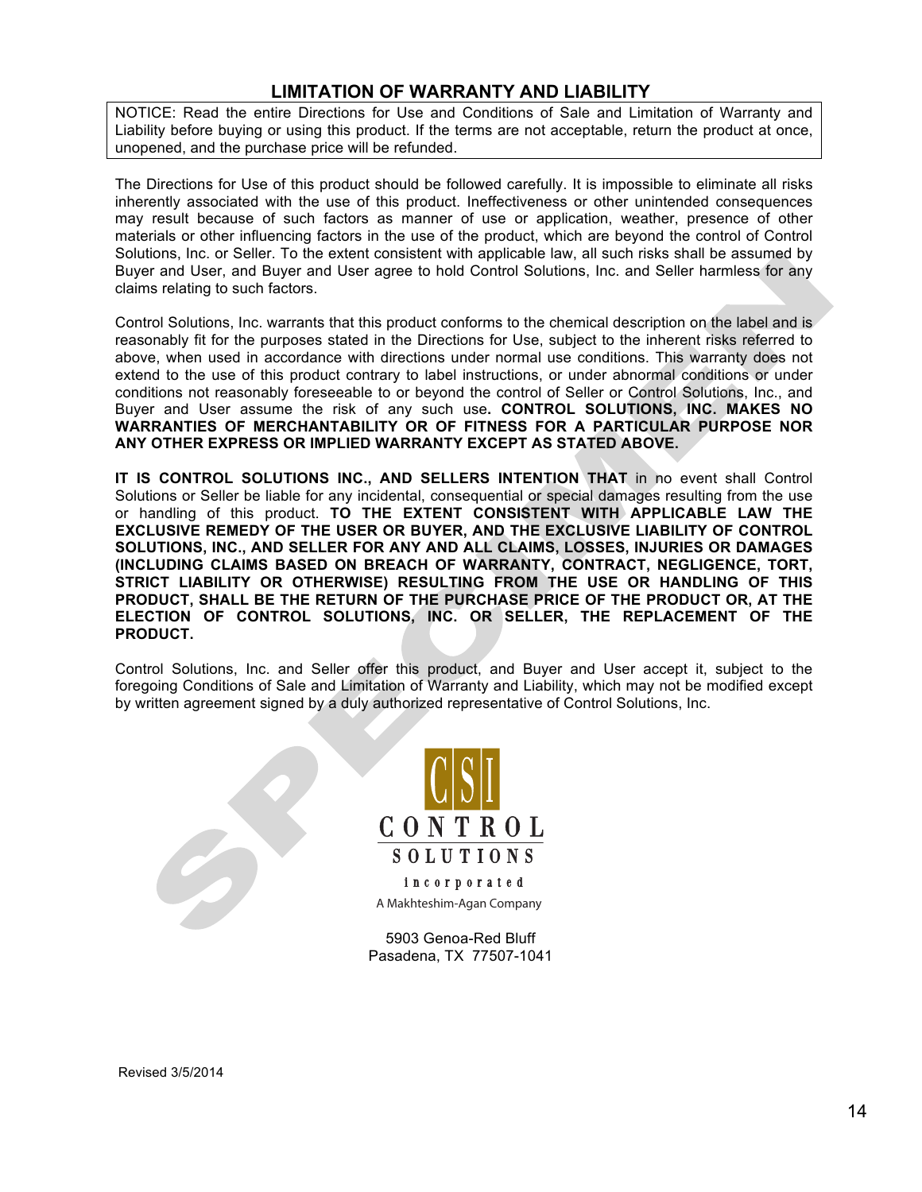## LIMITATION OF WARRANTY AND LIABILITY

NOTICE: Read the entire Directions for Use and Conditions of Sale and Limitation of Warranty and Liability before buying or using this product. If the terms are not acceptable, return the product at once, unopened, and the purchase price will be refunded.

The Directions for Use of this product should be followed carefully. It is impossible to eliminate all risks inherently associated with the use of this product. Ineffectiveness or other unintended consequences may result because of such factors as manner of use or application, weather, presence of other materials or other influencing factors in the use of the product, which are beyond the control of Control Solutions, Inc. or Seller. To the extent consistent with applicable law, all such risks shall be assumed by Buyer and User, and Buyer and User agree to hold Control Solutions, Inc. and Seller harmless for any claims relating to such factors.

Control Solutions, Inc. warrants that this product conforms to the chemical description on the label and is reasonably fit for the purposes stated in the Directions for Use, subject to the inherent risks referred to above, when used in accordance with directions under normal use conditions. This warranty does not extend to the use of this product contrary to label instructions, or under abnormal conditions or under conditions not reasonably foreseeable to or beyond the control of Seller or Control Solutions, Inc., and Buyer and User assume the risk of any such use**. CONTROL SOLUTIONS, INC. MAKES NO WARRANTIES OF MERCHANTABILITY OR OF FITNESS FOR A PARTICULAR PURPOSE NOR ANY OTHER EXPRESS OR IMPLIED WARRANTY EXCEPT AS STATED ABOVE.**

**IT IS CONTROL SOLUTIONS INC., AND SELLERS INTENTION THAT** in no event shall Control Solutions or Seller be liable for any incidental, consequential or special damages resulting from the use or handling of this product. **TO THE EXTENT CONSISTENT WITH APPLICABLE LAW THE EXCLUSIVE REMEDY OF THE USER OR BUYER, AND THE EXCLUSIVE LIABILITY OF CONTROL SOLUTIONS, INC., AND SELLER FOR ANY AND ALL CLAIMS, LOSSES, INJURIES OR DAMAGES (INCLUDING CLAIMS BASED ON BREACH OF WARRANTY, CONTRACT, NEGLIGENCE, TORT, STRICT LIABILITY OR OTHERWISE) RESULTING FROM THE USE OR HANDLING OF THIS PRODUCT, SHALL BE THE RETURN OF THE PURCHASE PRICE OF THE PRODUCT OR, AT THE ELECTION OF CONTROL SOLUTIONS, INC. OR SELLER, THE REPLACEMENT OF THE PRODUCT.**

Control Solutions, Inc. and Seller offer this product, and Buyer and User accept it, subject to the foregoing Conditions of Sale and Limitation of Warranty and Liability, which may not be modified except by written agreement signed by a duly authorized representative of Control Solutions, Inc.

CSI
CONTROL
SOLUTIONS
incorporated
A Makhteshim-Agan Company

5903 Genoa-Red Bluff
Pasadena, TX 77507-1041

Revised 3/5/2014